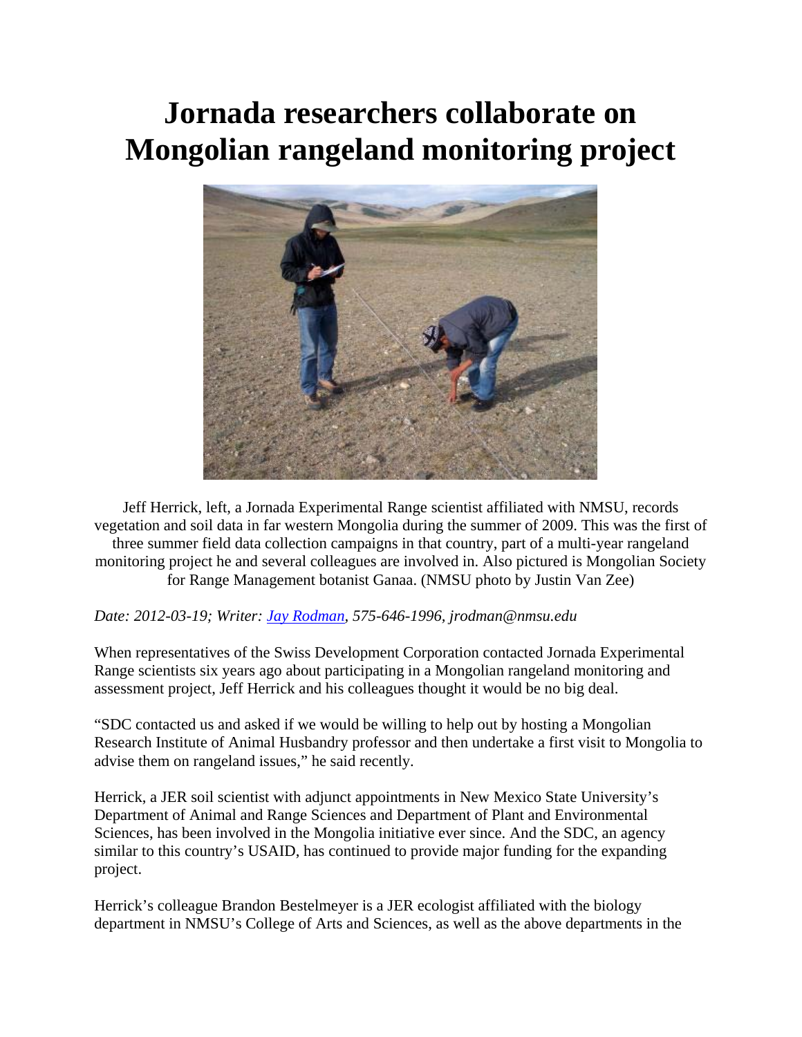# Jornada researchers collaborate on Mongolian rangeland monitoring project

Jeff Herrick, left, a Jornada Experimental Range scientist affiliated with NMSU, records vegetation and soil data in far western Mongolia during the summer of 2009. This was the first of three summer field data collection campaigns in that country, part of a multi-year rangeland monitoring project he and several colleagues are involved in. Also pictured is Mongolian Society for Range Management botanist Ganaa. (NMSU photo by Justin Van Zee)

*Date: 2012-03-19; Writer: Jay Rodman, 575-646-1996, jrodman@nmsu.edu*

When representatives of the Swiss Development Corporation contacted Jornada Experimental Range scientists six years ago about participating in a Mongolian rangeland monitoring and assessment project, Jeff Herrick and his colleagues thought it would be no big deal.

"SDC contacted us and asked if we would be willing to help out by hosting a Mongolian Research Institute of Animal Husbandry professor and then undertake a first visit to Mongolia to advise them on rangeland issues," he said recently.

Herrick, a JER soil scientist with adjunct appointments in New Mexico State University's Department of Animal and Range Sciences and Department of Plant and Environmental Sciences, has been involved in the Mongolia initiative ever since. And the SDC, an agency similar to this country's USAID, has continued to provide major funding for the expanding project.

Herrick's colleague Brandon Bestelmeyer is a JER ecologist affiliated with the biology department in NMSU's College of Arts and Sciences, as well as the above departments in the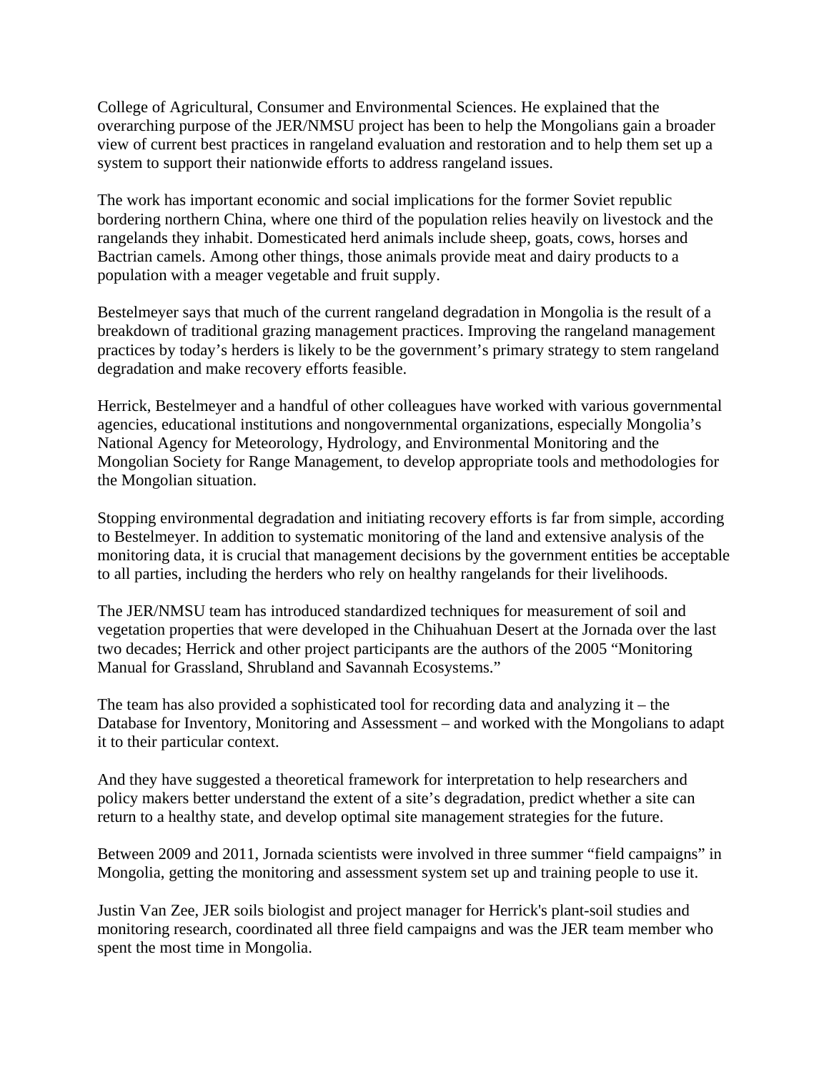College of Agricultural, Consumer and Environmental Sciences. He explained that the overarching purpose of the JER/NMSU project has been to help the Mongolians gain a broader view of current best practices in rangeland evaluation and restoration and to help them set up a system to support their nationwide efforts to address rangeland issues.

The work has important economic and social implications for the former Soviet republic bordering northern China, where one third of the population relies heavily on livestock and the rangelands they inhabit. Domesticated herd animals include sheep, goats, cows, horses and Bactrian camels. Among other things, those animals provide meat and dairy products to a population with a meager vegetable and fruit supply.

Bestelmeyer says that much of the current rangeland degradation in Mongolia is the result of a breakdown of traditional grazing management practices. Improving the rangeland management practices by today's herders is likely to be the government's primary strategy to stem rangeland degradation and make recovery efforts feasible.

Herrick, Bestelmeyer and a handful of other colleagues have worked with various governmental agencies, educational institutions and nongovernmental organizations, especially Mongolia's National Agency for Meteorology, Hydrology, and Environmental Monitoring and the Mongolian Society for Range Management, to develop appropriate tools and methodologies for the Mongolian situation.

Stopping environmental degradation and initiating recovery efforts is far from simple, according to Bestelmeyer. In addition to systematic monitoring of the land and extensive analysis of the monitoring data, it is crucial that management decisions by the government entities be acceptable to all parties, including the herders who rely on healthy rangelands for their livelihoods.

The JER/NMSU team has introduced standardized techniques for measurement of soil and vegetation properties that were developed in the Chihuahuan Desert at the Jornada over the last two decades; Herrick and other project participants are the authors of the 2005 "Monitoring Manual for Grassland, Shrubland and Savannah Ecosystems."

The team has also provided a sophisticated tool for recording data and analyzing it – the Database for Inventory, Monitoring and Assessment – and worked with the Mongolians to adapt it to their particular context.

And they have suggested a theoretical framework for interpretation to help researchers and policy makers better understand the extent of a site's degradation, predict whether a site can return to a healthy state, and develop optimal site management strategies for the future.

Between 2009 and 2011, Jornada scientists were involved in three summer "field campaigns" in Mongolia, getting the monitoring and assessment system set up and training people to use it.

Justin Van Zee, JER soils biologist and project manager for Herrick's plant-soil studies and monitoring research, coordinated all three field campaigns and was the JER team member who spent the most time in Mongolia.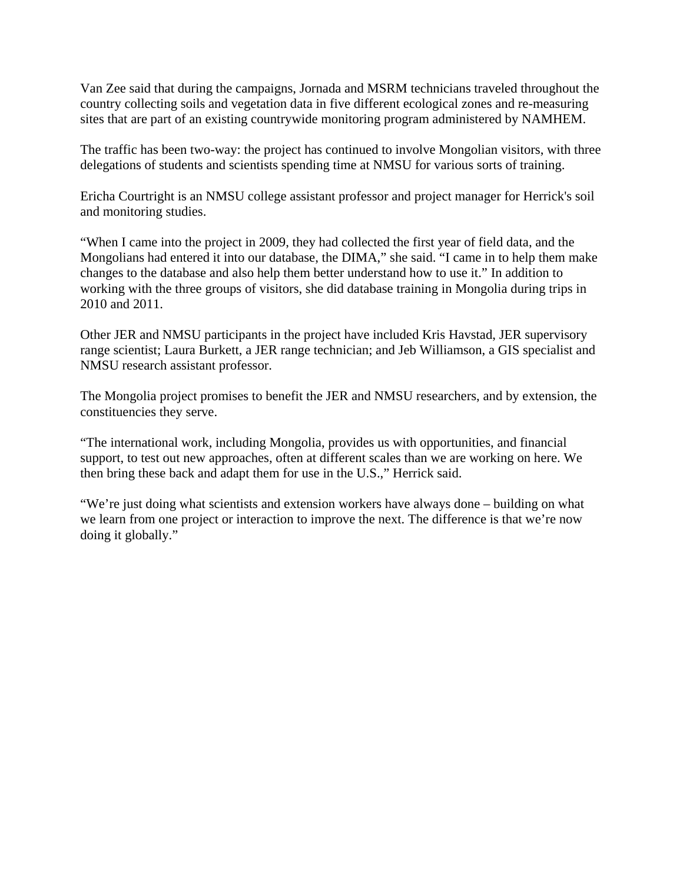Van Zee said that during the campaigns, Jornada and MSRM technicians traveled throughout the country collecting soils and vegetation data in five different ecological zones and re-measuring sites that are part of an existing countrywide monitoring program administered by NAMHEM.

The traffic has been two-way: the project has continued to involve Mongolian visitors, with three delegations of students and scientists spending time at NMSU for various sorts of training.

Ericha Courtright is an NMSU college assistant professor and project manager for Herrick's soil and monitoring studies.

“When I came into the project in 2009, they had collected the first year of field data, and the Mongolians had entered it into our database, the DIMA,” she said. “I came in to help them make changes to the database and also help them better understand how to use it.” In addition to working with the three groups of visitors, she did database training in Mongolia during trips in 2010 and 2011.

Other JER and NMSU participants in the project have included Kris Havstad, JER supervisory range scientist; Laura Burkett, a JER range technician; and Jeb Williamson, a GIS specialist and NMSU research assistant professor.

The Mongolia project promises to benefit the JER and NMSU researchers, and by extension, the constituencies they serve.

“The international work, including Mongolia, provides us with opportunities, and financial support, to test out new approaches, often at different scales than we are working on here. We then bring these back and adapt them for use in the U.S.,” Herrick said.

“We’re just doing what scientists and extension workers have always done – building on what we learn from one project or interaction to improve the next. The difference is that we’re now doing it globally.”